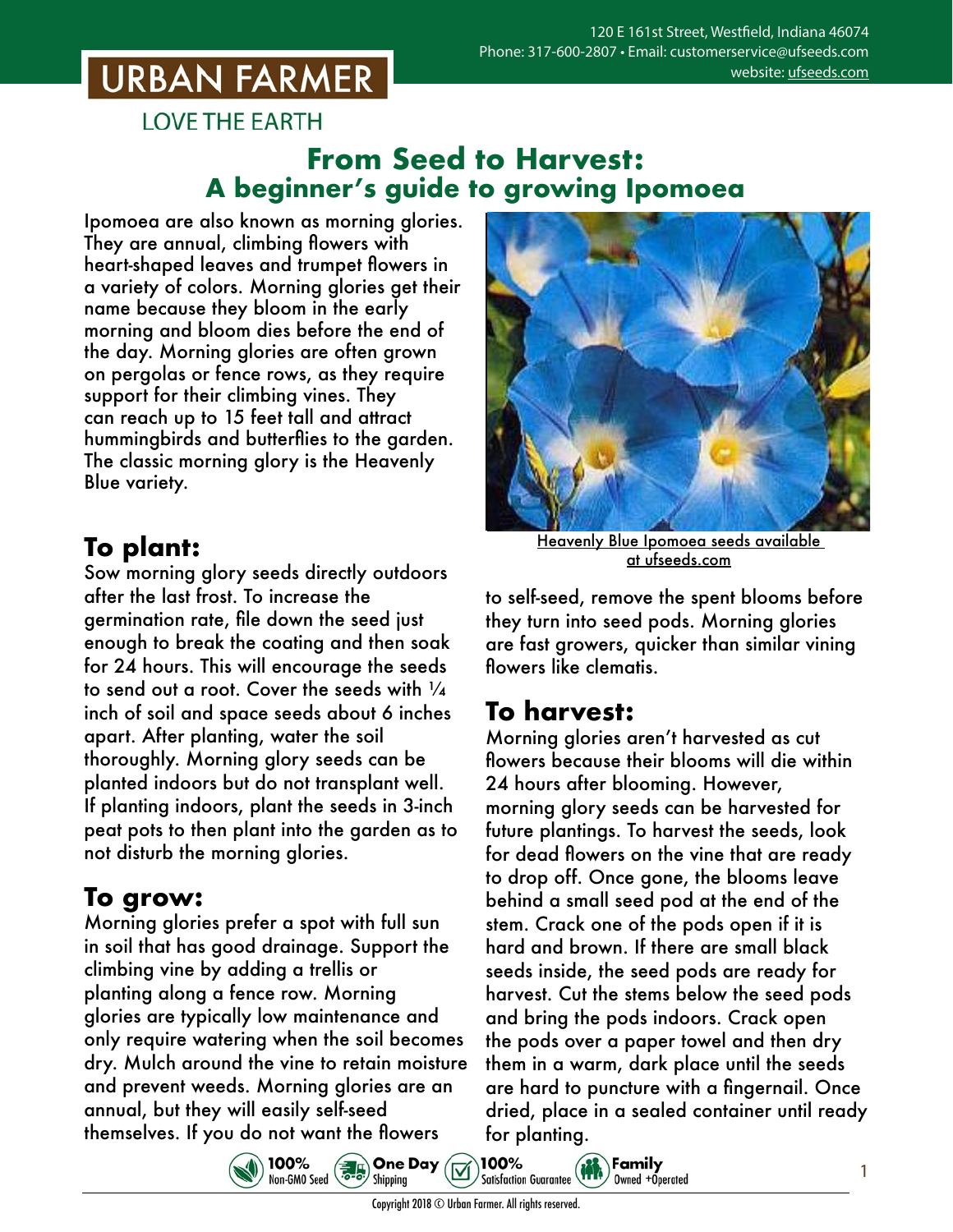# URBAN FARMER

LOVE THE EARTH

120 E 161st Street, Westfield, Indiana 46074
Phone: 317-600-2807 • Email: customerservice@ufseeds.com
website: ufseeds.com

# From Seed to Harvest: A beginner's guide to growing Ipomoea

Ipomoea are also known as morning glories. They are annual, climbing flowers with heart-shaped leaves and trumpet flowers in a variety of colors. Morning glories get their name because they bloom in the early morning and bloom dies before the end of the day. Morning glories are often grown on pergolas or fence rows, as they require support for their climbing vines. They can reach up to 15 feet tall and attract hummingbirds and butterflies to the garden. The classic morning glory is the Heavenly Blue variety.

Heavenly Blue Ipomoea seeds available at ufseeds.com

## To plant:

Sow morning glory seeds directly outdoors after the last frost. To increase the germination rate, file down the seed just enough to break the coating and then soak for 24 hours. This will encourage the seeds to send out a root. Cover the seeds with ¼ inch of soil and space seeds about 6 inches apart. After planting, water the soil thoroughly. Morning glory seeds can be planted indoors but do not transplant well. If planting indoors, plant the seeds in 3-inch peat pots to then plant into the garden as to not disturb the morning glories.

## To grow:

Morning glories prefer a spot with full sun in soil that has good drainage. Support the climbing vine by adding a trellis or planting along a fence row. Morning glories are typically low maintenance and only require watering when the soil becomes dry. Mulch around the vine to retain moisture and prevent weeds. Morning glories are an annual, but they will easily self-seed themselves. If you do not want the flowers to self-seed, remove the spent blooms before they turn into seed pods. Morning glories are fast growers, quicker than similar vining flowers like clematis.

## To harvest:

Morning glories aren't harvested as cut flowers because their blooms will die within 24 hours after blooming. However, morning glory seeds can be harvested for future plantings. To harvest the seeds, look for dead flowers on the vine that are ready to drop off. Once gone, the blooms leave behind a small seed pod at the end of the stem. Crack one of the pods open if it is hard and brown. If there are small black seeds inside, the seed pods are ready for harvest. Cut the stems below the seed pods and bring the pods indoors. Crack open the pods over a paper towel and then dry them in a warm, dark place until the seeds are hard to puncture with a fingernail. Once dried, place in a sealed container until ready for planting.

100% Non-GMO Seed • One Day Shipping • 100% Satisfaction Guarantee • Family Owned +Operated

Copyright 2018 © Urban Farmer. All rights reserved.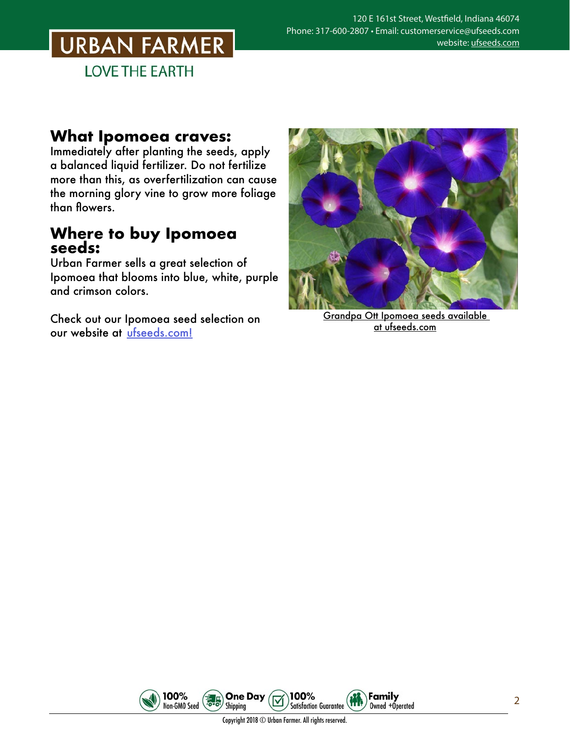## What Ipomoea craves:

Immediately after planting the seeds, apply a balanced liquid fertilizer. Do not fertilize more than this, as overfertilization can cause the morning glory vine to grow more foliage than flowers.

## Where to buy Ipomoea seeds:

Urban Farmer sells a great selection of Ipomoea that blooms into blue, white, purple and crimson colors.

Check out our Ipomoea seed selection on our website at ufseeds.com!

Grandpa Ott Ipomoea seeds available at ufseeds.com